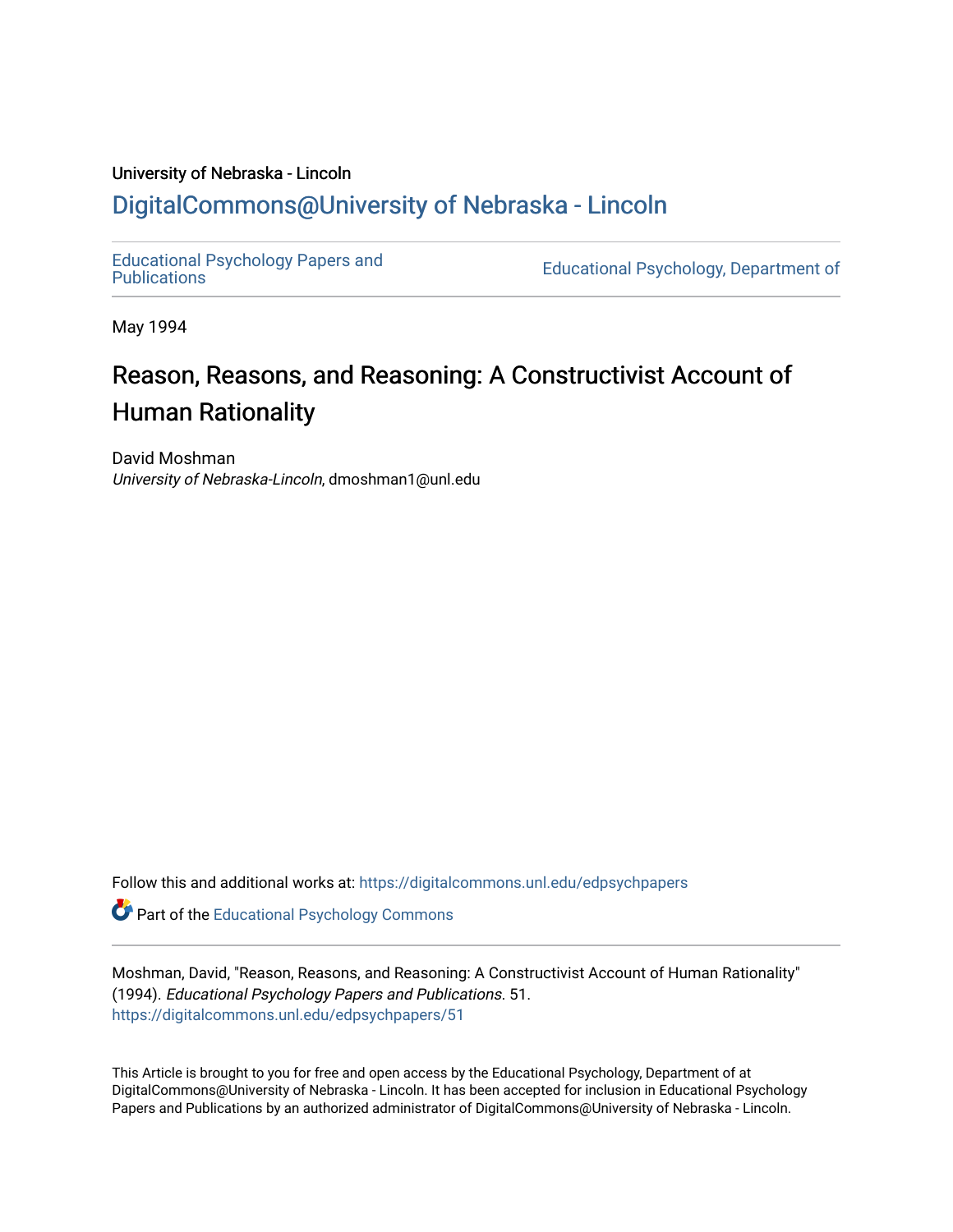University of Nebraska - Lincoln

## DigitalCommons@University of Nebraska - Lincoln

Educational Psychology Papers and Publications

Educational Psychology, Department of

May 1994

# Reason, Reasons, and Reasoning: A Constructivist Account of Human Rationality

David Moshman
*University of Nebraska-Lincoln*, dmoshman1@unl.edu

Follow this and additional works at: https://digitalcommons.unl.edu/edpsychpapers

Part of the Educational Psychology Commons

Moshman, David, "Reason, Reasons, and Reasoning: A Constructivist Account of Human Rationality" (1994). *Educational Psychology Papers and Publications*. 51.
https://digitalcommons.unl.edu/edpsychpapers/51

This Article is brought to you for free and open access by the Educational Psychology, Department of at DigitalCommons@University of Nebraska - Lincoln. It has been accepted for inclusion in Educational Psychology Papers and Publications by an authorized administrator of DigitalCommons@University of Nebraska - Lincoln.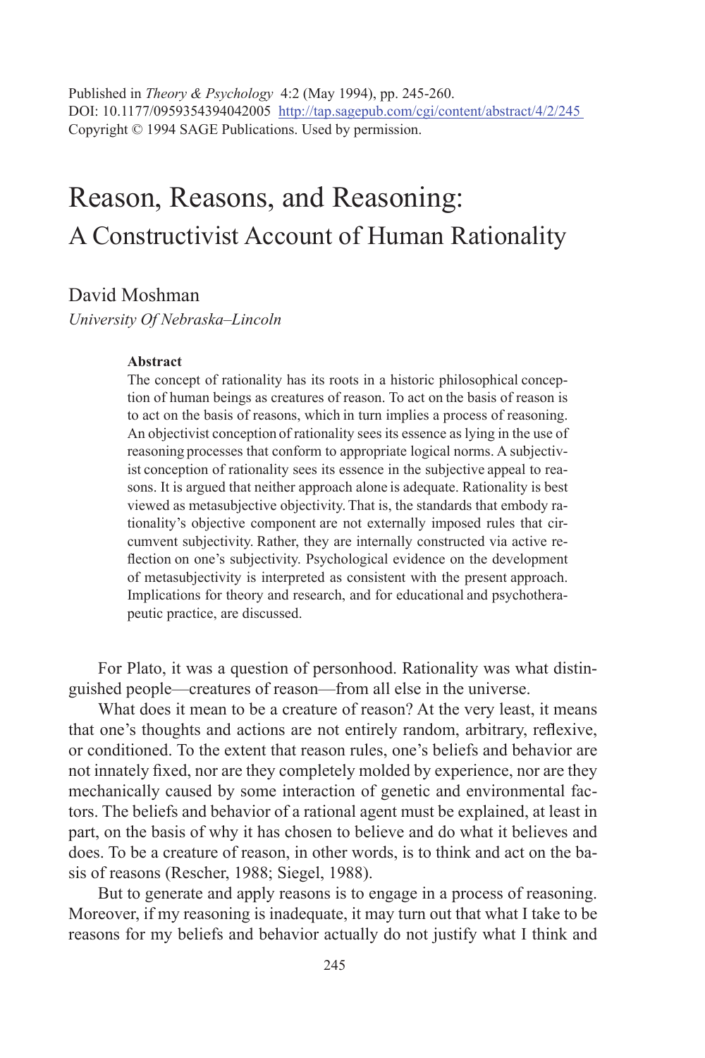Published in *Theory & Psychology* 4:2 (May 1994), pp. 245-260.
DOI: 10.1177/0959354394042005 http://tap.sagepub.com/cgi/content/abstract/4/2/245
Copyright © 1994 SAGE Publications. Used by permission.

# Reason, Reasons, and Reasoning:
## A Constructivist Account of Human Rationality

David Moshman
*University Of Nebraska–Lincoln*

**Abstract**

The concept of rationality has its roots in a historic philosophical conception of human beings as creatures of reason. To act on the basis of reason is to act on the basis of reasons, which in turn implies a process of reasoning. An objectivist conception of rationality sees its essence as lying in the use of reasoning processes that conform to appropriate logical norms. A subjectivist conception of rationality sees its essence in the subjective appeal to reasons. It is argued that neither approach alone is adequate. Rationality is best viewed as metasubjective objectivity. That is, the standards that embody rationality's objective component are not externally imposed rules that circumvent subjectivity. Rather, they are internally constructed via active reflection on one's subjectivity. Psychological evidence on the development of metasubjectivity is interpreted as consistent with the present approach. Implications for theory and research, and for educational and psychotherapeutic practice, are discussed.

For Plato, it was a question of personhood. Rationality was what distinguished people—creatures of reason—from all else in the universe.

What does it mean to be a creature of reason? At the very least, it means that one's thoughts and actions are not entirely random, arbitrary, reflexive, or conditioned. To the extent that reason rules, one's beliefs and behavior are not innately fixed, nor are they completely molded by experience, nor are they mechanically caused by some interaction of genetic and environmental factors. The beliefs and behavior of a rational agent must be explained, at least in part, on the basis of why it has chosen to believe and do what it believes and does. To be a creature of reason, in other words, is to think and act on the basis of reasons (Rescher, 1988; Siegel, 1988).

But to generate and apply reasons is to engage in a process of reasoning. Moreover, if my reasoning is inadequate, it may turn out that what I take to be reasons for my beliefs and behavior actually do not justify what I think and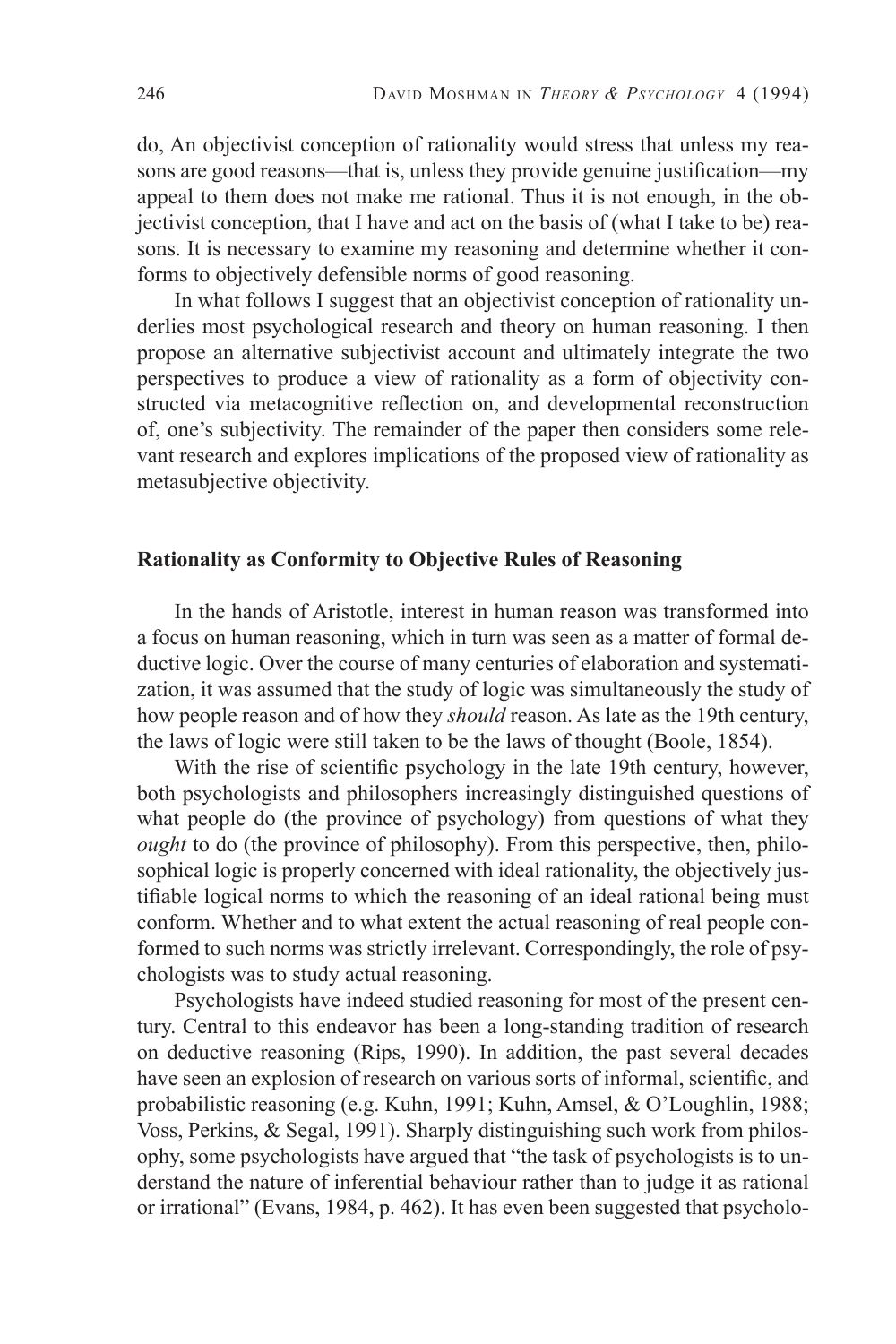do, An objectivist conception of rationality would stress that unless my reasons are good reasons—that is, unless they provide genuine justification—my appeal to them does not make me rational. Thus it is not enough, in the objectivist conception, that I have and act on the basis of (what I take to be) reasons. It is necessary to examine my reasoning and determine whether it conforms to objectively defensible norms of good reasoning.

In what follows I suggest that an objectivist conception of rationality underlies most psychological research and theory on human reasoning. I then propose an alternative subjectivist account and ultimately integrate the two perspectives to produce a view of rationality as a form of objectivity constructed via metacognitive reflection on, and developmental reconstruction of, one's subjectivity. The remainder of the paper then considers some relevant research and explores implications of the proposed view of rationality as metasubjective objectivity.

## Rationality as Conformity to Objective Rules of Reasoning

In the hands of Aristotle, interest in human reason was transformed into a focus on human reasoning, which in turn was seen as a matter of formal deductive logic. Over the course of many centuries of elaboration and systematization, it was assumed that the study of logic was simultaneously the study of how people reason and of how they *should* reason. As late as the 19th century, the laws of logic were still taken to be the laws of thought (Boole, 1854).

With the rise of scientific psychology in the late 19th century, however, both psychologists and philosophers increasingly distinguished questions of what people do (the province of psychology) from questions of what they *ought* to do (the province of philosophy). From this perspective, then, philosophical logic is properly concerned with ideal rationality, the objectively justifiable logical norms to which the reasoning of an ideal rational being must conform. Whether and to what extent the actual reasoning of real people conformed to such norms was strictly irrelevant. Correspondingly, the role of psychologists was to study actual reasoning.

Psychologists have indeed studied reasoning for most of the present century. Central to this endeavor has been a long-standing tradition of research on deductive reasoning (Rips, 1990). In addition, the past several decades have seen an explosion of research on various sorts of informal, scientific, and probabilistic reasoning (e.g. Kuhn, 1991; Kuhn, Amsel, & O'Loughlin, 1988; Voss, Perkins, & Segal, 1991). Sharply distinguishing such work from philosophy, some psychologists have argued that "the task of psychologists is to understand the nature of inferential behaviour rather than to judge it as rational or irrational" (Evans, 1984, p. 462). It has even been suggested that psycholo-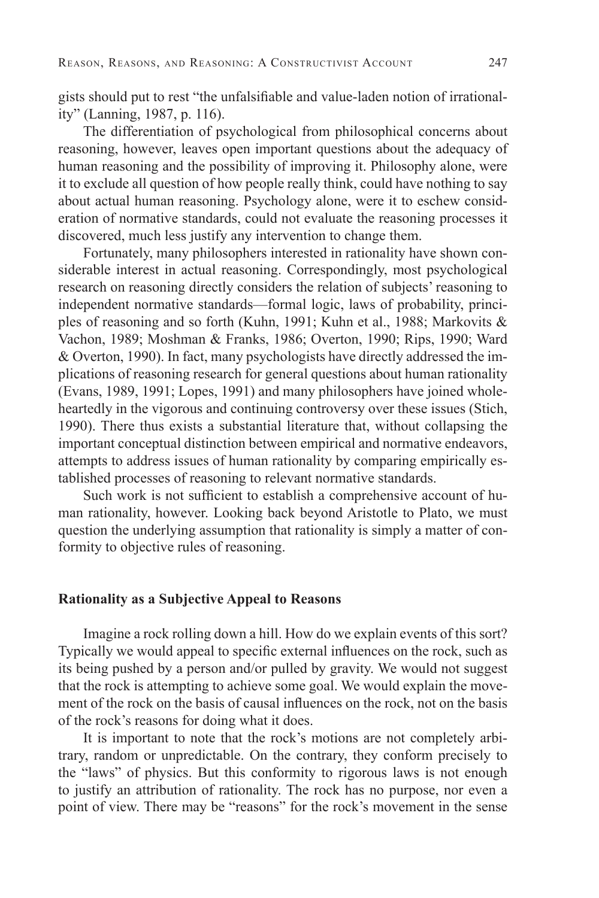gists should put to rest "the unfalsifiable and value-laden notion of irrationality" (Lanning, 1987, p. 116).

The differentiation of psychological from philosophical concerns about reasoning, however, leaves open important questions about the adequacy of human reasoning and the possibility of improving it. Philosophy alone, were it to exclude all question of how people really think, could have nothing to say about actual human reasoning. Psychology alone, were it to eschew consideration of normative standards, could not evaluate the reasoning processes it discovered, much less justify any intervention to change them.

Fortunately, many philosophers interested in rationality have shown considerable interest in actual reasoning. Correspondingly, most psychological research on reasoning directly considers the relation of subjects' reasoning to independent normative standards—formal logic, laws of probability, principles of reasoning and so forth (Kuhn, 1991; Kuhn et al., 1988; Markovits & Vachon, 1989; Moshman & Franks, 1986; Overton, 1990; Rips, 1990; Ward & Overton, 1990). In fact, many psychologists have directly addressed the implications of reasoning research for general questions about human rationality (Evans, 1989, 1991; Lopes, 1991) and many philosophers have joined wholeheartedly in the vigorous and continuing controversy over these issues (Stich, 1990). There thus exists a substantial literature that, without collapsing the important conceptual distinction between empirical and normative endeavors, attempts to address issues of human rationality by comparing empirically established processes of reasoning to relevant normative standards.

Such work is not sufficient to establish a comprehensive account of human rationality, however. Looking back beyond Aristotle to Plato, we must question the underlying assumption that rationality is simply a matter of conformity to objective rules of reasoning.

## Rationality as a Subjective Appeal to Reasons

Imagine a rock rolling down a hill. How do we explain events of this sort? Typically we would appeal to specific external influences on the rock, such as its being pushed by a person and/or pulled by gravity. We would not suggest that the rock is attempting to achieve some goal. We would explain the movement of the rock on the basis of causal influences on the rock, not on the basis of the rock's reasons for doing what it does.

It is important to note that the rock's motions are not completely arbitrary, random or unpredictable. On the contrary, they conform precisely to the "laws" of physics. But this conformity to rigorous laws is not enough to justify an attribution of rationality. The rock has no purpose, nor even a point of view. There may be "reasons" for the rock's movement in the sense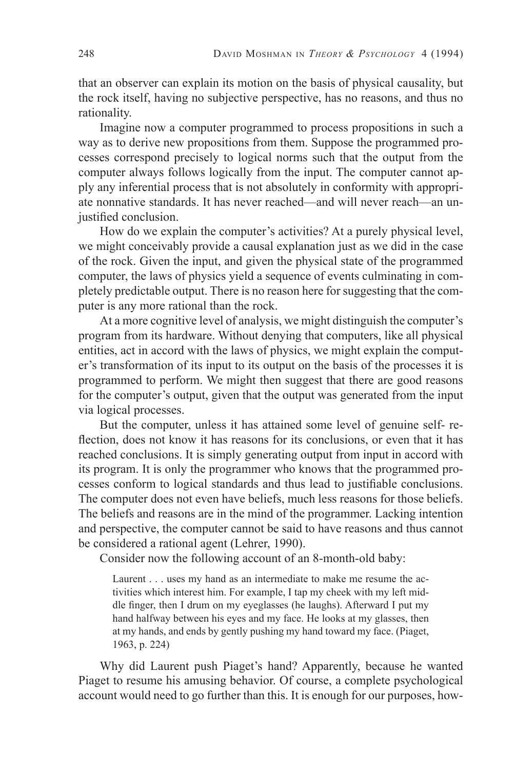that an observer can explain its motion on the basis of physical causality, but the rock itself, having no subjective perspective, has no reasons, and thus no rationality.

Imagine now a computer programmed to process propositions in such a way as to derive new propositions from them. Suppose the programmed processes correspond precisely to logical norms such that the output from the computer always follows logically from the input. The computer cannot apply any inferential process that is not absolutely in conformity with appropriate nonnative standards. It has never reached—and will never reach—an unjustified conclusion.

How do we explain the computer's activities? At a purely physical level, we might conceivably provide a causal explanation just as we did in the case of the rock. Given the input, and given the physical state of the programmed computer, the laws of physics yield a sequence of events culminating in completely predictable output. There is no reason here for suggesting that the computer is any more rational than the rock.

At a more cognitive level of analysis, we might distinguish the computer's program from its hardware. Without denying that computers, like all physical entities, act in accord with the laws of physics, we might explain the computer's transformation of its input to its output on the basis of the processes it is programmed to perform. We might then suggest that there are good reasons for the computer's output, given that the output was generated from the input via logical processes.

But the computer, unless it has attained some level of genuine self- reflection, does not know it has reasons for its conclusions, or even that it has reached conclusions. It is simply generating output from input in accord with its program. It is only the programmer who knows that the programmed processes conform to logical standards and thus lead to justifiable conclusions. The computer does not even have beliefs, much less reasons for those beliefs. The beliefs and reasons are in the mind of the programmer. Lacking intention and perspective, the computer cannot be said to have reasons and thus cannot be considered a rational agent (Lehrer, 1990).

Consider now the following account of an 8-month-old baby:

> Laurent . . . uses my hand as an intermediate to make me resume the activities which interest him. For example, I tap my cheek with my left middle finger, then I drum on my eyeglasses (he laughs). Afterward I put my hand halfway between his eyes and my face. He looks at my glasses, then at my hands, and ends by gently pushing my hand toward my face. (Piaget, 1963, p. 224)

Why did Laurent push Piaget's hand? Apparently, because he wanted Piaget to resume his amusing behavior. Of course, a complete psychological account would need to go further than this. It is enough for our purposes, how-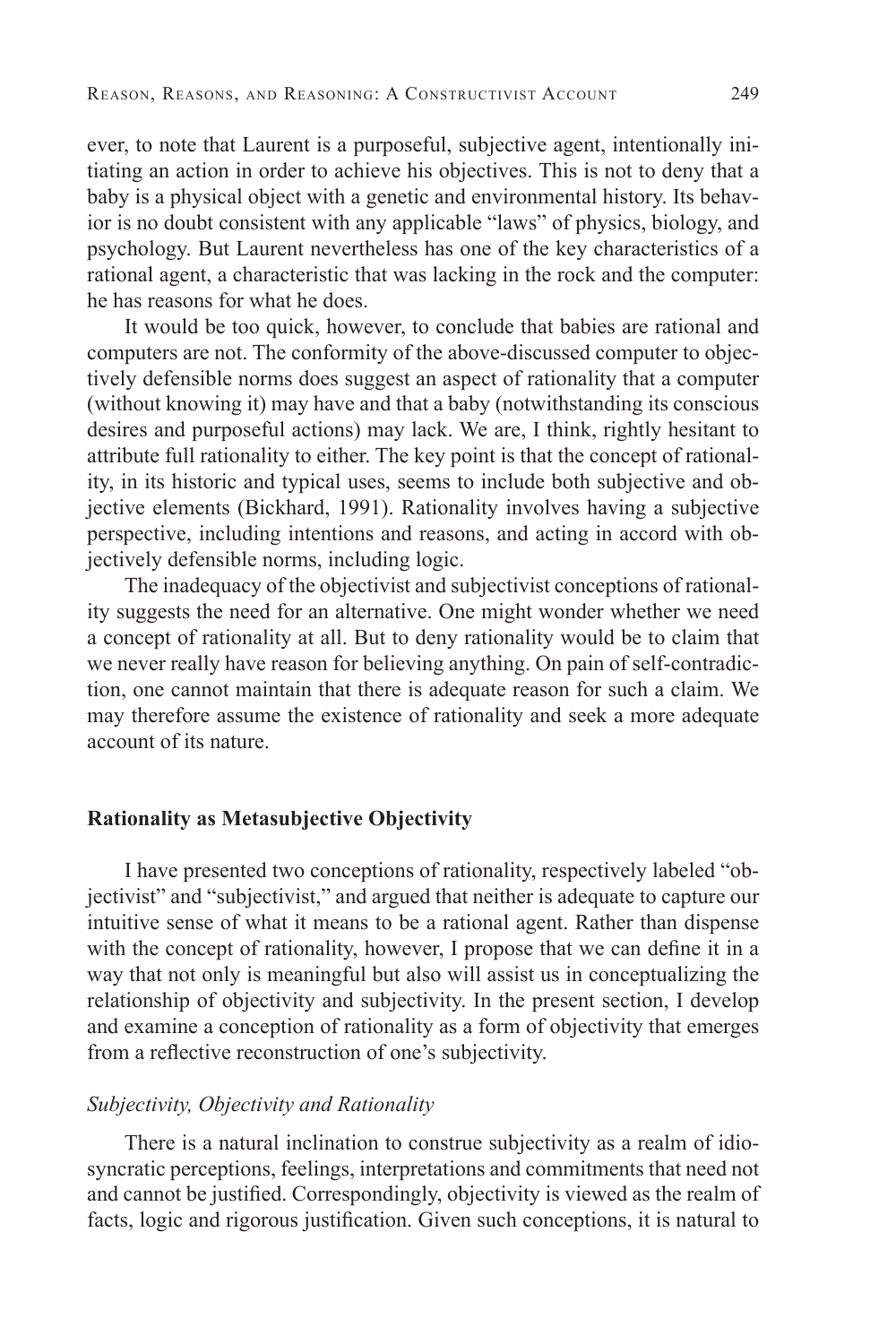ever, to note that Laurent is a purposeful, subjective agent, intentionally initiating an action in order to achieve his objectives. This is not to deny that a baby is a physical object with a genetic and environmental history. Its behavior is no doubt consistent with any applicable "laws" of physics, biology, and psychology. But Laurent nevertheless has one of the key characteristics of a rational agent, a characteristic that was lacking in the rock and the computer: he has reasons for what he does.

It would be too quick, however, to conclude that babies are rational and computers are not. The conformity of the above-discussed computer to objectively defensible norms does suggest an aspect of rationality that a computer (without knowing it) may have and that a baby (notwithstanding its conscious desires and purposeful actions) may lack. We are, I think, rightly hesitant to attribute full rationality to either. The key point is that the concept of rationality, in its historic and typical uses, seems to include both subjective and objective elements (Bickhard, 1991). Rationality involves having a subjective perspective, including intentions and reasons, and acting in accord with objectively defensible norms, including logic.

The inadequacy of the objectivist and subjectivist conceptions of rationality suggests the need for an alternative. One might wonder whether we need a concept of rationality at all. But to deny rationality would be to claim that we never really have reason for believing anything. On pain of self-contradiction, one cannot maintain that there is adequate reason for such a claim. We may therefore assume the existence of rationality and seek a more adequate account of its nature.

## Rationality as Metasubjective Objectivity

I have presented two conceptions of rationality, respectively labeled "objectivist" and "subjectivist," and argued that neither is adequate to capture our intuitive sense of what it means to be a rational agent. Rather than dispense with the concept of rationality, however, I propose that we can define it in a way that not only is meaningful but also will assist us in conceptualizing the relationship of objectivity and subjectivity. In the present section, I develop and examine a conception of rationality as a form of objectivity that emerges from a reflective reconstruction of one's subjectivity.

### *Subjectivity, Objectivity and Rationality*

There is a natural inclination to construe subjectivity as a realm of idiosyncratic perceptions, feelings, interpretations and commitments that need not and cannot be justified. Correspondingly, objectivity is viewed as the realm of facts, logic and rigorous justification. Given such conceptions, it is natural to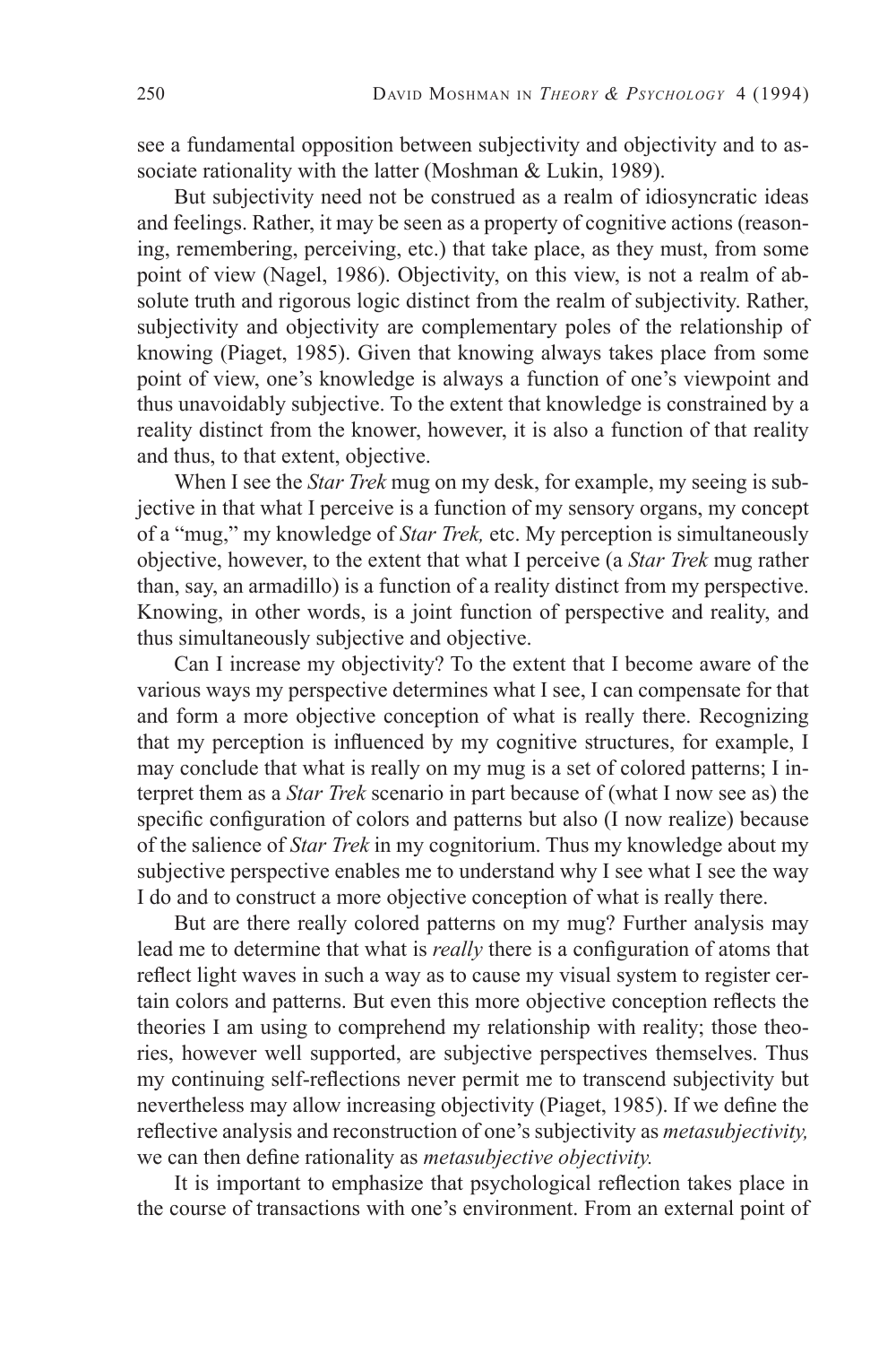see a fundamental opposition between subjectivity and objectivity and to associate rationality with the latter (Moshman & Lukin, 1989).

But subjectivity need not be construed as a realm of idiosyncratic ideas and feelings. Rather, it may be seen as a property of cognitive actions (reasoning, remembering, perceiving, etc.) that take place, as they must, from some point of view (Nagel, 1986). Objectivity, on this view, is not a realm of absolute truth and rigorous logic distinct from the realm of subjectivity. Rather, subjectivity and objectivity are complementary poles of the relationship of knowing (Piaget, 1985). Given that knowing always takes place from some point of view, one's knowledge is always a function of one's viewpoint and thus unavoidably subjective. To the extent that knowledge is constrained by a reality distinct from the knower, however, it is also a function of that reality and thus, to that extent, objective.

When I see the *Star Trek* mug on my desk, for example, my seeing is subjective in that what I perceive is a function of my sensory organs, my concept of a "mug," my knowledge of *Star Trek,* etc. My perception is simultaneously objective, however, to the extent that what I perceive (a *Star Trek* mug rather than, say, an armadillo) is a function of a reality distinct from my perspective. Knowing, in other words, is a joint function of perspective and reality, and thus simultaneously subjective and objective.

Can I increase my objectivity? To the extent that I become aware of the various ways my perspective determines what I see, I can compensate for that and form a more objective conception of what is really there. Recognizing that my perception is influenced by my cognitive structures, for example, I may conclude that what is really on my mug is a set of colored patterns; I interpret them as a *Star Trek* scenario in part because of (what I now see as) the specific configuration of colors and patterns but also (I now realize) because of the salience of *Star Trek* in my cognitorium. Thus my knowledge about my subjective perspective enables me to understand why I see what I see the way I do and to construct a more objective conception of what is really there.

But are there really colored patterns on my mug? Further analysis may lead me to determine that what is *really* there is a configuration of atoms that reflect light waves in such a way as to cause my visual system to register certain colors and patterns. But even this more objective conception reflects the theories I am using to comprehend my relationship with reality; those theories, however well supported, are subjective perspectives themselves. Thus my continuing self-reflections never permit me to transcend subjectivity but nevertheless may allow increasing objectivity (Piaget, 1985). If we define the reflective analysis and reconstruction of one's subjectivity as *metasubjectivity,* we can then define rationality as *metasubjective objectivity.*

It is important to emphasize that psychological reflection takes place in the course of transactions with one's environment. From an external point of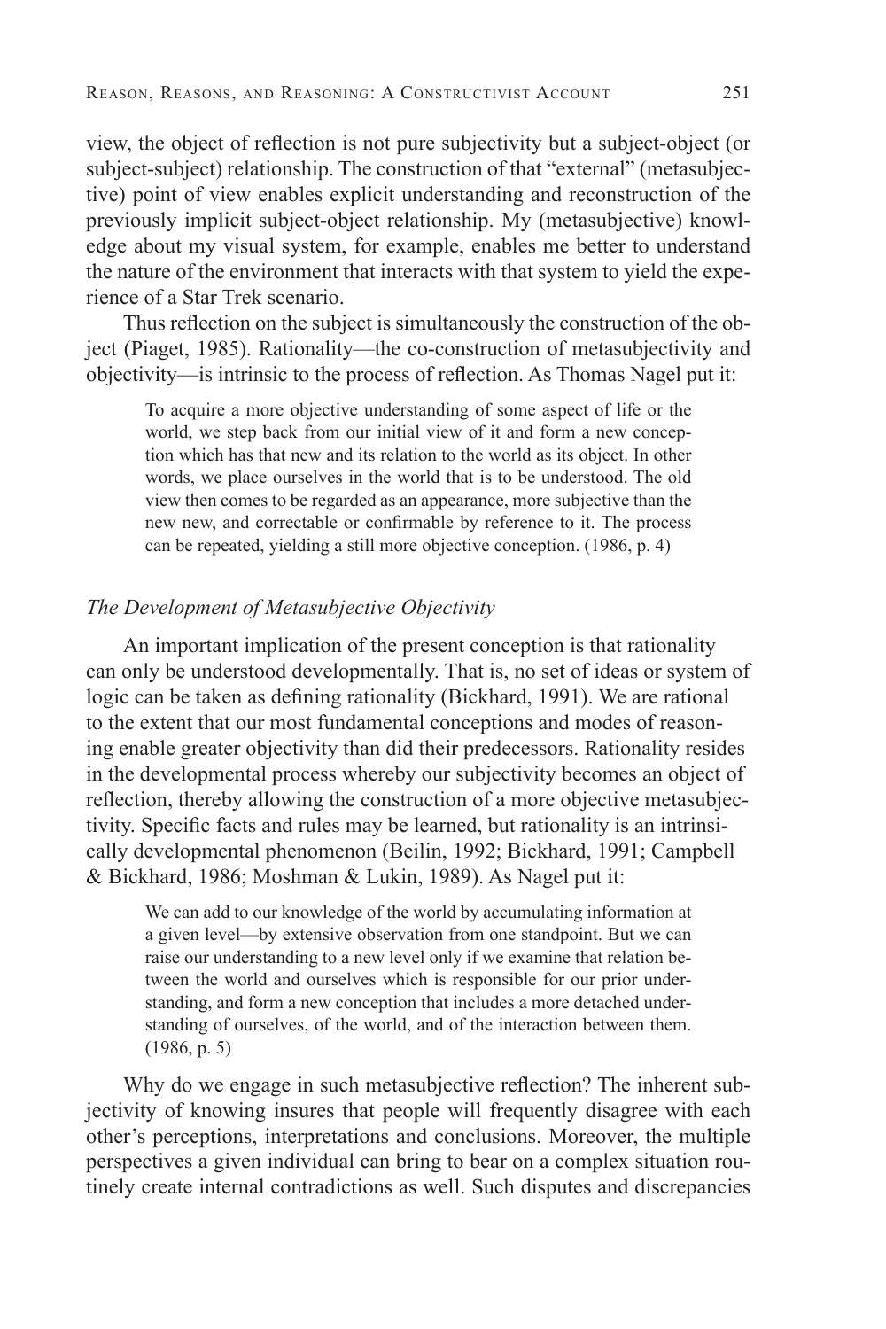view, the object of reflection is not pure subjectivity but a subject-object (or subject-subject) relationship. The construction of that "external" (metasubjective) point of view enables explicit understanding and reconstruction of the previously implicit subject-object relationship. My (metasubjective) knowledge about my visual system, for example, enables me better to understand the nature of the environment that interacts with that system to yield the experience of a Star Trek scenario.

Thus reflection on the subject is simultaneously the construction of the object (Piaget, 1985). Rationality—the co-construction of metasubjectivity and objectivity—is intrinsic to the process of reflection. As Thomas Nagel put it:

> To acquire a more objective understanding of some aspect of life or the world, we step back from our initial view of it and form a new conception which has that new and its relation to the world as its object. In other words, we place ourselves in the world that is to be understood. The old view then comes to be regarded as an appearance, more subjective than the new new, and correctable or confirmable by reference to it. The process can be repeated, yielding a still more objective conception. (1986, p. 4)

### *The Development of Metasubjective Objectivity*

An important implication of the present conception is that rationality can only be understood developmentally. That is, no set of ideas or system of logic can be taken as defining rationality (Bickhard, 1991). We are rational to the extent that our most fundamental conceptions and modes of reasoning enable greater objectivity than did their predecessors. Rationality resides in the developmental process whereby our subjectivity becomes an object of reflection, thereby allowing the construction of a more objective metasubjectivity. Specific facts and rules may be learned, but rationality is an intrinsically developmental phenomenon (Beilin, 1992; Bickhard, 1991; Campbell & Bickhard, 1986; Moshman & Lukin, 1989). As Nagel put it:

> We can add to our knowledge of the world by accumulating information at a given level—by extensive observation from one standpoint. But we can raise our understanding to a new level only if we examine that relation between the world and ourselves which is responsible for our prior understanding, and form a new conception that includes a more detached understanding of ourselves, of the world, and of the interaction between them. (1986, p. 5)

Why do we engage in such metasubjective reflection? The inherent subjectivity of knowing insures that people will frequently disagree with each other's perceptions, interpretations and conclusions. Moreover, the multiple perspectives a given individual can bring to bear on a complex situation routinely create internal contradictions as well. Such disputes and discrepancies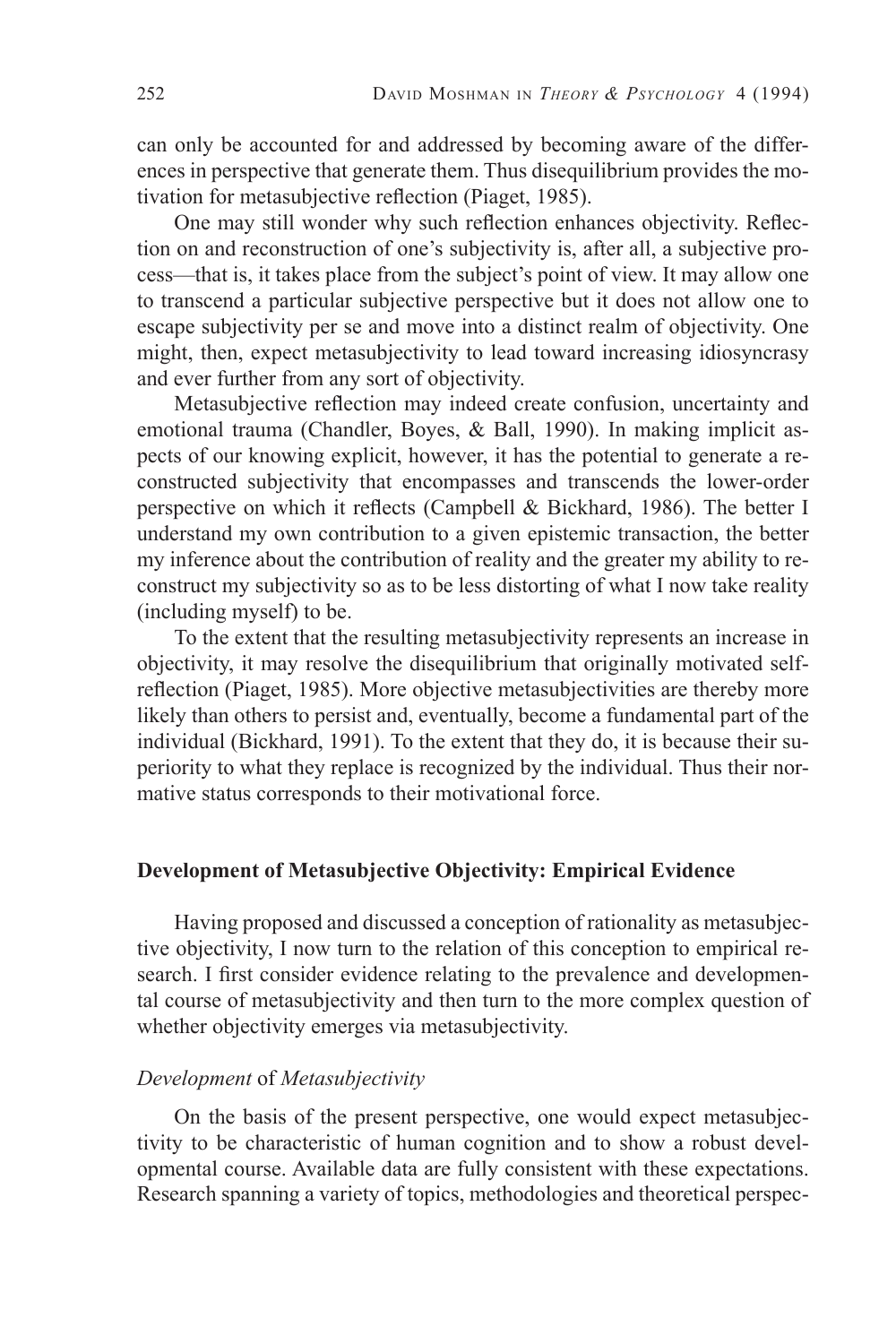can only be accounted for and addressed by becoming aware of the differences in perspective that generate them. Thus disequilibrium provides the motivation for metasubjective reflection (Piaget, 1985).

One may still wonder why such reflection enhances objectivity. Reflection on and reconstruction of one's subjectivity is, after all, a subjective process—that is, it takes place from the subject's point of view. It may allow one to transcend a particular subjective perspective but it does not allow one to escape subjectivity per se and move into a distinct realm of objectivity. One might, then, expect metasubjectivity to lead toward increasing idiosyncrasy and ever further from any sort of objectivity.

Metasubjective reflection may indeed create confusion, uncertainty and emotional trauma (Chandler, Boyes, & Ball, 1990). In making implicit aspects of our knowing explicit, however, it has the potential to generate a reconstructed subjectivity that encompasses and transcends the lower-order perspective on which it reflects (Campbell & Bickhard, 1986). The better I understand my own contribution to a given epistemic transaction, the better my inference about the contribution of reality and the greater my ability to reconstruct my subjectivity so as to be less distorting of what I now take reality (including myself) to be.

To the extent that the resulting metasubjectivity represents an increase in objectivity, it may resolve the disequilibrium that originally motivated self-reflection (Piaget, 1985). More objective metasubjectivities are thereby more likely than others to persist and, eventually, become a fundamental part of the individual (Bickhard, 1991). To the extent that they do, it is because their superiority to what they replace is recognized by the individual. Thus their normative status corresponds to their motivational force.

## Development of Metasubjective Objectivity: Empirical Evidence

Having proposed and discussed a conception of rationality as metasubjective objectivity, I now turn to the relation of this conception to empirical research. I first consider evidence relating to the prevalence and developmental course of metasubjectivity and then turn to the more complex question of whether objectivity emerges via metasubjectivity.

### *Development* of *Metasubjectivity*

On the basis of the present perspective, one would expect metasubjectivity to be characteristic of human cognition and to show a robust developmental course. Available data are fully consistent with these expectations. Research spanning a variety of topics, methodologies and theoretical perspec-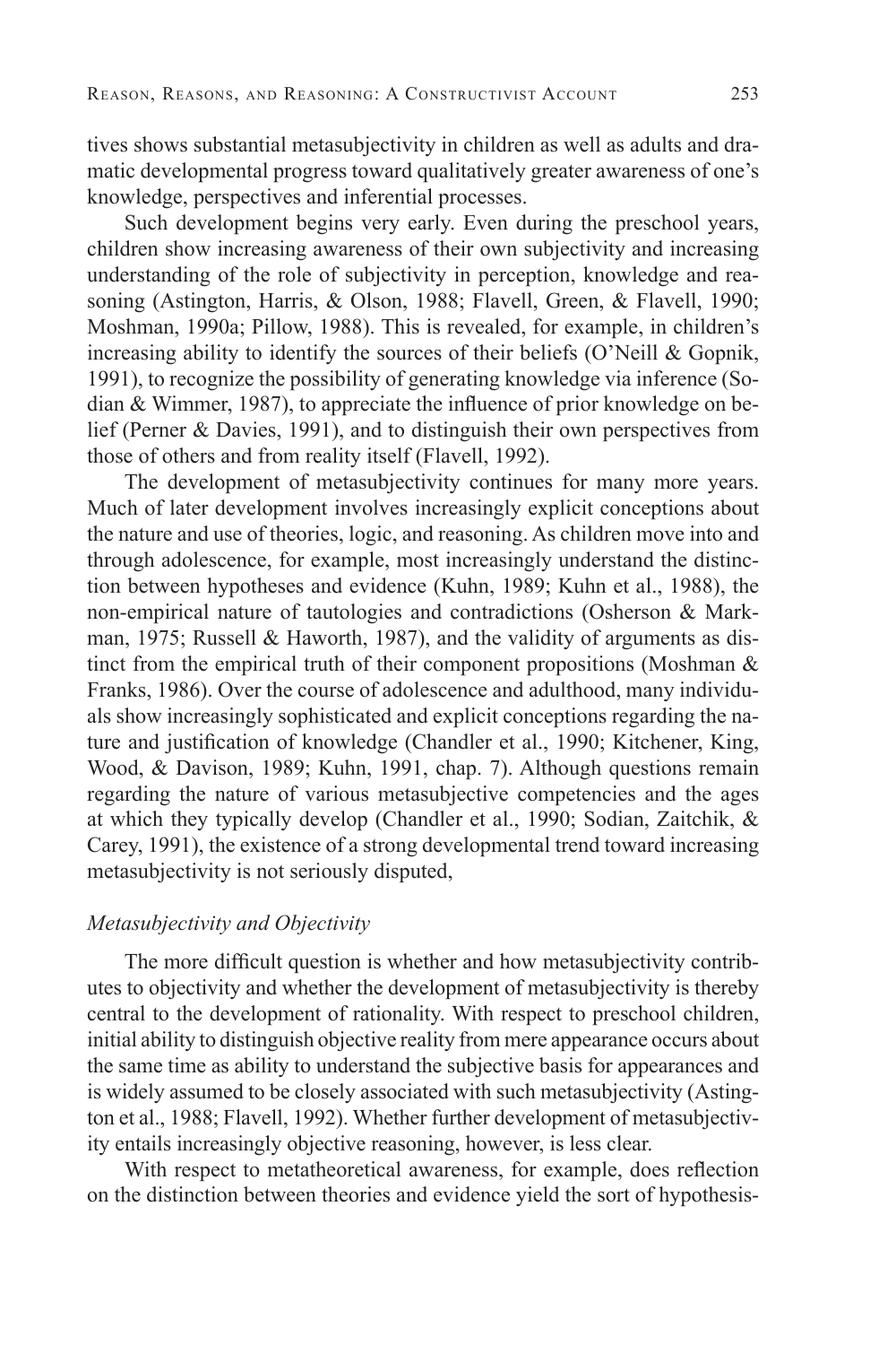tives shows substantial metasubjectivity in children as well as adults and dramatic developmental progress toward qualitatively greater awareness of one's knowledge, perspectives and inferential processes.

Such development begins very early. Even during the preschool years, children show increasing awareness of their own subjectivity and increasing understanding of the role of subjectivity in perception, knowledge and reasoning (Astington, Harris, & Olson, 1988; Flavell, Green, & Flavell, 1990; Moshman, 1990a; Pillow, 1988). This is revealed, for example, in children's increasing ability to identify the sources of their beliefs (O'Neill & Gopnik, 1991), to recognize the possibility of generating knowledge via inference (Sodian & Wimmer, 1987), to appreciate the influence of prior knowledge on belief (Perner & Davies, 1991), and to distinguish their own perspectives from those of others and from reality itself (Flavell, 1992).

The development of metasubjectivity continues for many more years. Much of later development involves increasingly explicit conceptions about the nature and use of theories, logic, and reasoning. As children move into and through adolescence, for example, most increasingly understand the distinction between hypotheses and evidence (Kuhn, 1989; Kuhn et al., 1988), the non-empirical nature of tautologies and contradictions (Osherson & Markman, 1975; Russell & Haworth, 1987), and the validity of arguments as distinct from the empirical truth of their component propositions (Moshman & Franks, 1986). Over the course of adolescence and adulthood, many individuals show increasingly sophisticated and explicit conceptions regarding the nature and justification of knowledge (Chandler et al., 1990; Kitchener, King, Wood, & Davison, 1989; Kuhn, 1991, chap. 7). Although questions remain regarding the nature of various metasubjective competencies and the ages at which they typically develop (Chandler et al., 1990; Sodian, Zaitchik, & Carey, 1991), the existence of a strong developmental trend toward increasing metasubjectivity is not seriously disputed,

### *Metasubjectivity and Objectivity*

The more difficult question is whether and how metasubjectivity contributes to objectivity and whether the development of metasubjectivity is thereby central to the development of rationality. With respect to preschool children, initial ability to distinguish objective reality from mere appearance occurs about the same time as ability to understand the subjective basis for appearances and is widely assumed to be closely associated with such metasubjectivity (Astington et al., 1988; Flavell, 1992). Whether further development of metasubjectivity entails increasingly objective reasoning, however, is less clear.

With respect to metatheoretical awareness, for example, does reflection on the distinction between theories and evidence yield the sort of hypothesis-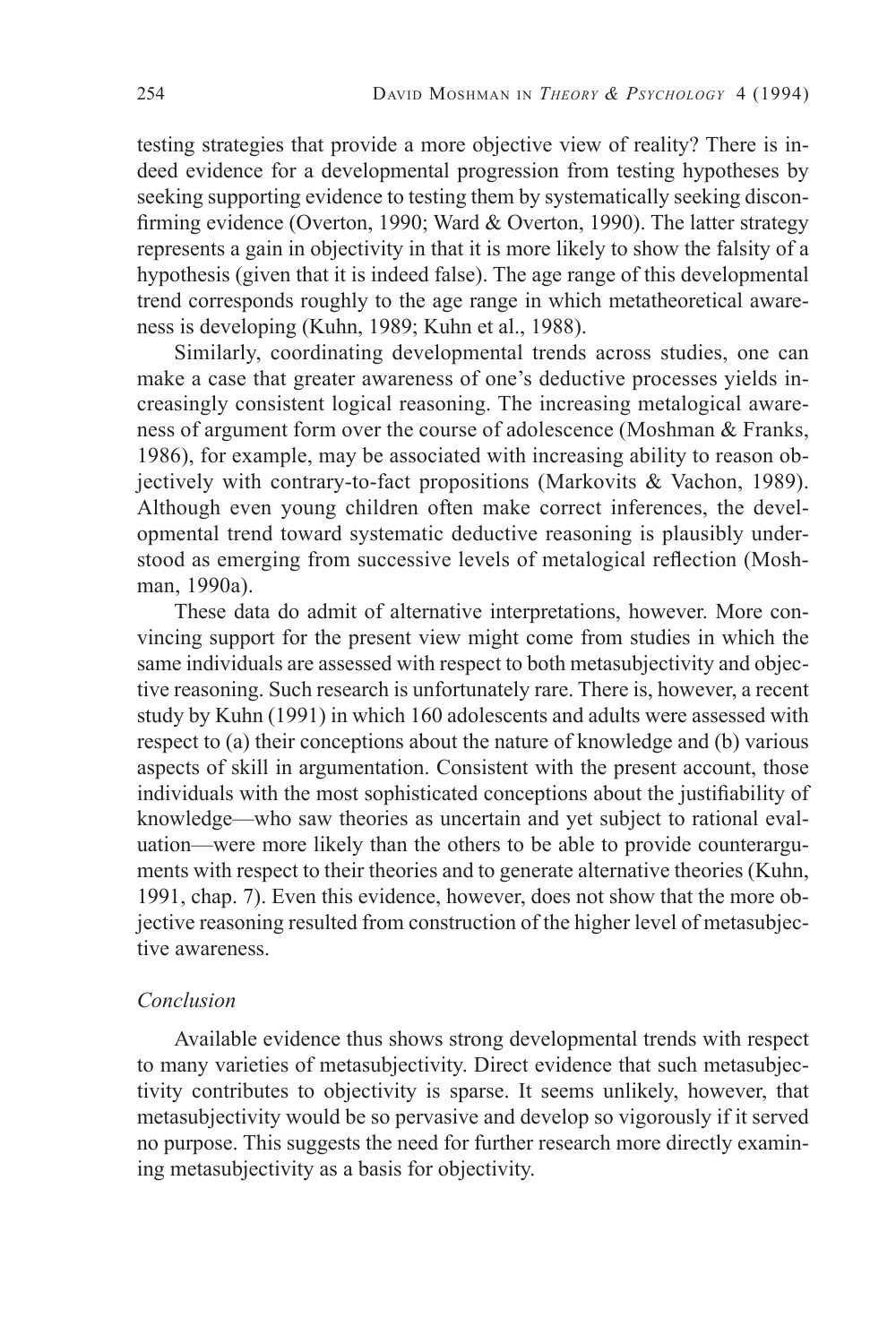testing strategies that provide a more objective view of reality? There is indeed evidence for a developmental progression from testing hypotheses by seeking supporting evidence to testing them by systematically seeking disconfirming evidence (Overton, 1990; Ward & Overton, 1990). The latter strategy represents a gain in objectivity in that it is more likely to show the falsity of a hypothesis (given that it is indeed false). The age range of this developmental trend corresponds roughly to the age range in which metatheoretical awareness is developing (Kuhn, 1989; Kuhn et al., 1988).

Similarly, coordinating developmental trends across studies, one can make a case that greater awareness of one's deductive processes yields increasingly consistent logical reasoning. The increasing metalogical awareness of argument form over the course of adolescence (Moshman & Franks, 1986), for example, may be associated with increasing ability to reason objectively with contrary-to-fact propositions (Markovits & Vachon, 1989). Although even young children often make correct inferences, the developmental trend toward systematic deductive reasoning is plausibly understood as emerging from successive levels of metalogical reflection (Moshman, 1990a).

These data do admit of alternative interpretations, however. More convincing support for the present view might come from studies in which the same individuals are assessed with respect to both metasubjectivity and objective reasoning. Such research is unfortunately rare. There is, however, a recent study by Kuhn (1991) in which 160 adolescents and adults were assessed with respect to (a) their conceptions about the nature of knowledge and (b) various aspects of skill in argumentation. Consistent with the present account, those individuals with the most sophisticated conceptions about the justifiability of knowledge—who saw theories as uncertain and yet subject to rational evaluation—were more likely than the others to be able to provide counterarguments with respect to their theories and to generate alternative theories (Kuhn, 1991, chap. 7). Even this evidence, however, does not show that the more objective reasoning resulted from construction of the higher level of metasubjective awareness.

### *Conclusion*

Available evidence thus shows strong developmental trends with respect to many varieties of metasubjectivity. Direct evidence that such metasubjectivity contributes to objectivity is sparse. It seems unlikely, however, that metasubjectivity would be so pervasive and develop so vigorously if it served no purpose. This suggests the need for further research more directly examining metasubjectivity as a basis for objectivity.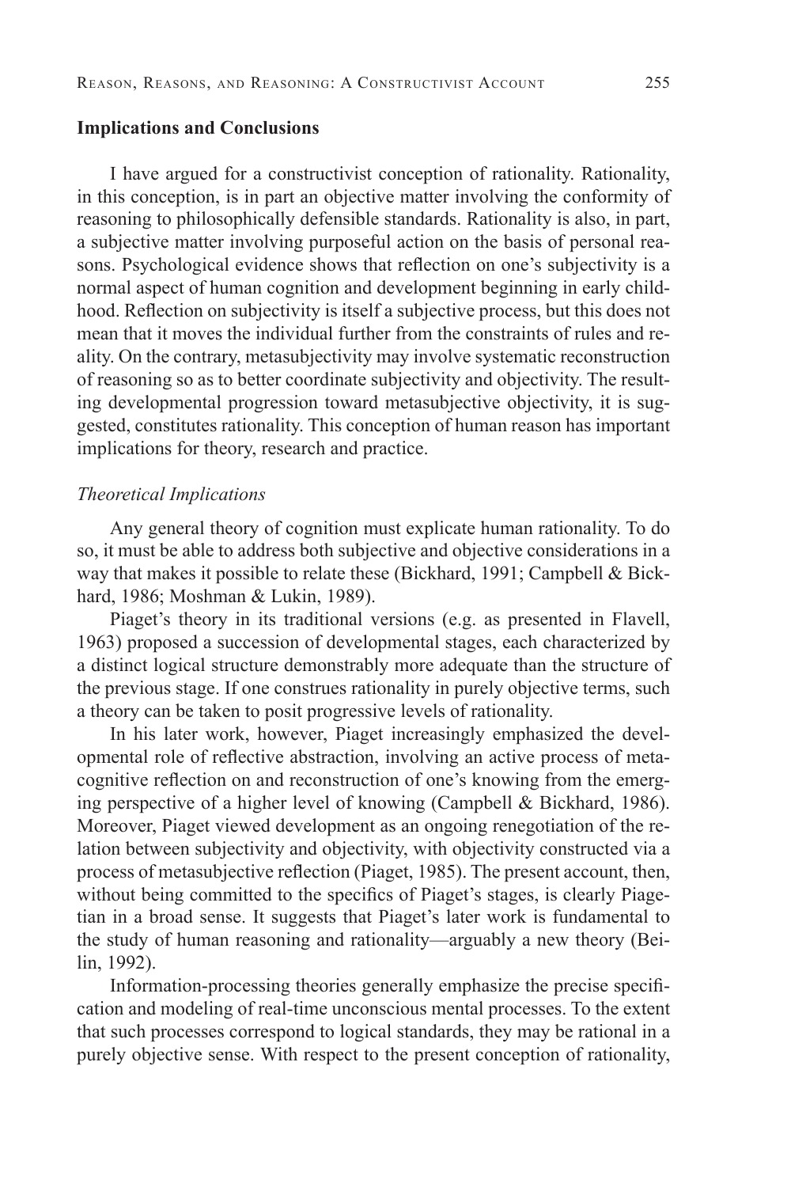## Implications and Conclusions

I have argued for a constructivist conception of rationality. Rationality, in this conception, is in part an objective matter involving the conformity of reasoning to philosophically defensible standards. Rationality is also, in part, a subjective matter involving purposeful action on the basis of personal reasons. Psychological evidence shows that reflection on one's subjectivity is a normal aspect of human cognition and development beginning in early childhood. Reflection on subjectivity is itself a subjective process, but this does not mean that it moves the individual further from the constraints of rules and reality. On the contrary, metasubjectivity may involve systematic reconstruction of reasoning so as to better coordinate subjectivity and objectivity. The resulting developmental progression toward metasubjective objectivity, it is suggested, constitutes rationality. This conception of human reason has important implications for theory, research and practice.

### *Theoretical Implications*

Any general theory of cognition must explicate human rationality. To do so, it must be able to address both subjective and objective considerations in a way that makes it possible to relate these (Bickhard, 1991; Campbell & Bickhard, 1986; Moshman & Lukin, 1989).

Piaget's theory in its traditional versions (e.g. as presented in Flavell, 1963) proposed a succession of developmental stages, each characterized by a distinct logical structure demonstrably more adequate than the structure of the previous stage. If one construes rationality in purely objective terms, such a theory can be taken to posit progressive levels of rationality.

In his later work, however, Piaget increasingly emphasized the developmental role of reflective abstraction, involving an active process of metacognitive reflection on and reconstruction of one's knowing from the emerging perspective of a higher level of knowing (Campbell & Bickhard, 1986). Moreover, Piaget viewed development as an ongoing renegotiation of the relation between subjectivity and objectivity, with objectivity constructed via a process of metasubjective reflection (Piaget, 1985). The present account, then, without being committed to the specifics of Piaget's stages, is clearly Piagetian in a broad sense. It suggests that Piaget's later work is fundamental to the study of human reasoning and rationality—arguably a new theory (Beilin, 1992).

Information-processing theories generally emphasize the precise specification and modeling of real-time unconscious mental processes. To the extent that such processes correspond to logical standards, they may be rational in a purely objective sense. With respect to the present conception of rationality,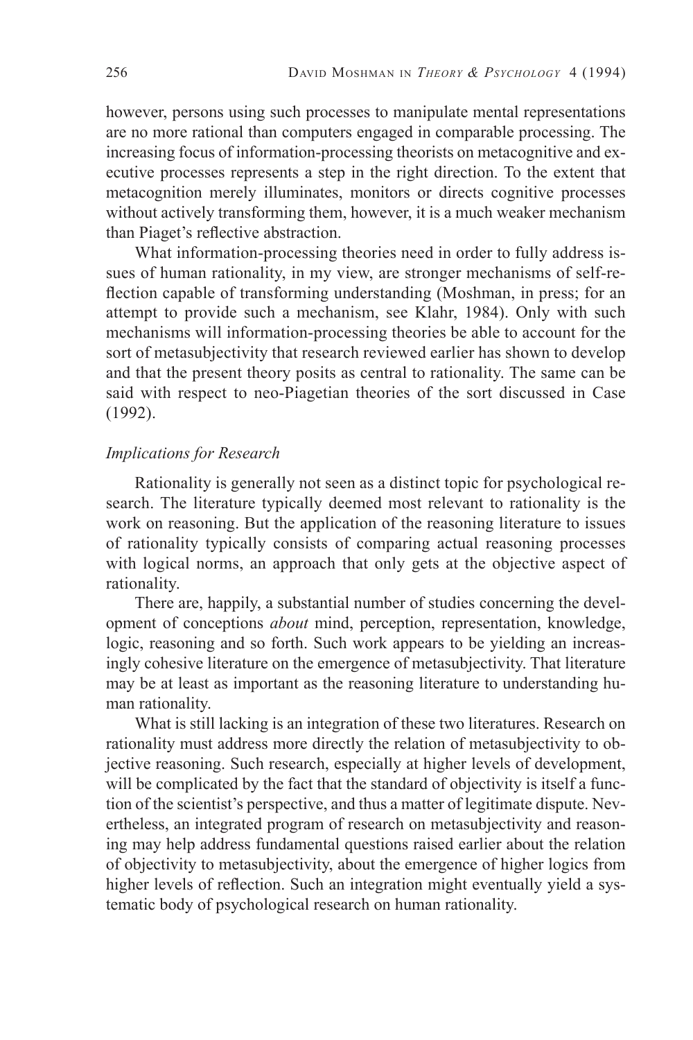however, persons using such processes to manipulate mental representations are no more rational than computers engaged in comparable processing. The increasing focus of information-processing theorists on metacognitive and executive processes represents a step in the right direction. To the extent that metacognition merely illuminates, monitors or directs cognitive processes without actively transforming them, however, it is a much weaker mechanism than Piaget's reflective abstraction.

What information-processing theories need in order to fully address issues of human rationality, in my view, are stronger mechanisms of self-reflection capable of transforming understanding (Moshman, in press; for an attempt to provide such a mechanism, see Klahr, 1984). Only with such mechanisms will information-processing theories be able to account for the sort of metasubjectivity that research reviewed earlier has shown to develop and that the present theory posits as central to rationality. The same can be said with respect to neo-Piagetian theories of the sort discussed in Case (1992).

### *Implications for Research*

Rationality is generally not seen as a distinct topic for psychological research. The literature typically deemed most relevant to rationality is the work on reasoning. But the application of the reasoning literature to issues of rationality typically consists of comparing actual reasoning processes with logical norms, an approach that only gets at the objective aspect of rationality.

There are, happily, a substantial number of studies concerning the development of conceptions *about* mind, perception, representation, knowledge, logic, reasoning and so forth. Such work appears to be yielding an increasingly cohesive literature on the emergence of metasubjectivity. That literature may be at least as important as the reasoning literature to understanding human rationality.

What is still lacking is an integration of these two literatures. Research on rationality must address more directly the relation of metasubjectivity to objective reasoning. Such research, especially at higher levels of development, will be complicated by the fact that the standard of objectivity is itself a function of the scientist's perspective, and thus a matter of legitimate dispute. Nevertheless, an integrated program of research on metasubjectivity and reasoning may help address fundamental questions raised earlier about the relation of objectivity to metasubjectivity, about the emergence of higher logics from higher levels of reflection. Such an integration might eventually yield a systematic body of psychological research on human rationality.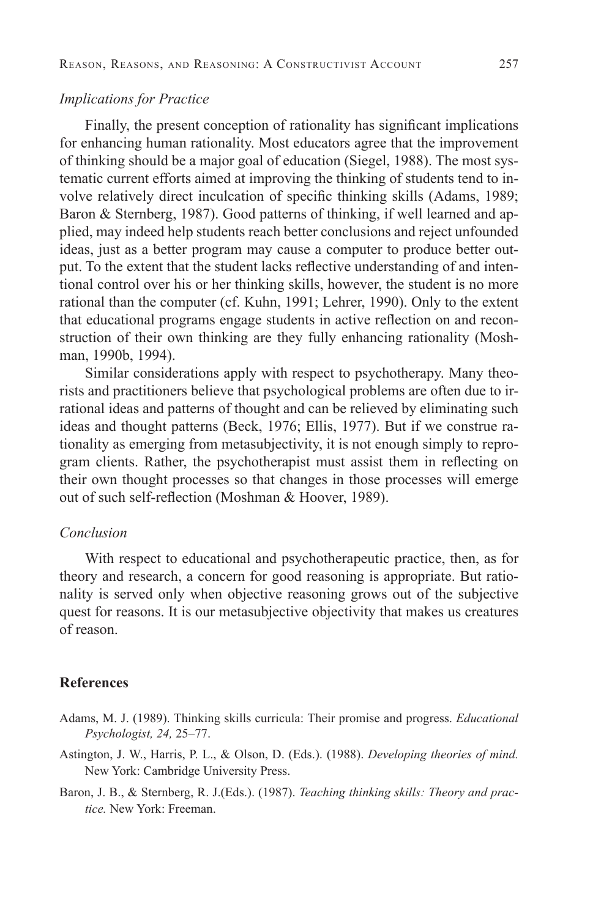### *Implications for Practice*

Finally, the present conception of rationality has significant implications for enhancing human rationality. Most educators agree that the improvement of thinking should be a major goal of education (Siegel, 1988). The most systematic current efforts aimed at improving the thinking of students tend to involve relatively direct inculcation of specific thinking skills (Adams, 1989; Baron & Sternberg, 1987). Good patterns of thinking, if well learned and applied, may indeed help students reach better conclusions and reject unfounded ideas, just as a better program may cause a computer to produce better output. To the extent that the student lacks reflective understanding of and intentional control over his or her thinking skills, however, the student is no more rational than the computer (cf. Kuhn, 1991; Lehrer, 1990). Only to the extent that educational programs engage students in active reflection on and reconstruction of their own thinking are they fully enhancing rationality (Moshman, 1990b, 1994).

Similar considerations apply with respect to psychotherapy. Many theorists and practitioners believe that psychological problems are often due to irrational ideas and patterns of thought and can be relieved by eliminating such ideas and thought patterns (Beck, 1976; Ellis, 1977). But if we construe rationality as emerging from metasubjectivity, it is not enough simply to reprogram clients. Rather, the psychotherapist must assist them in reflecting on their own thought processes so that changes in those processes will emerge out of such self-reflection (Moshman & Hoover, 1989).

### *Conclusion*

With respect to educational and psychotherapeutic practice, then, as for theory and research, a concern for good reasoning is appropriate. But rationality is served only when objective reasoning grows out of the subjective quest for reasons. It is our metasubjective objectivity that makes us creatures of reason.

## References

Adams, M. J. (1989). Thinking skills curricula: Their promise and progress. *Educational Psychologist, 24,* 25–77.

Astington, J. W., Harris, P. L., & Olson, D. (Eds.). (1988). *Developing theories of mind.* New York: Cambridge University Press.

Baron, J. B., & Sternberg, R. J.(Eds.). (1987). *Teaching thinking skills: Theory and practice.* New York: Freeman.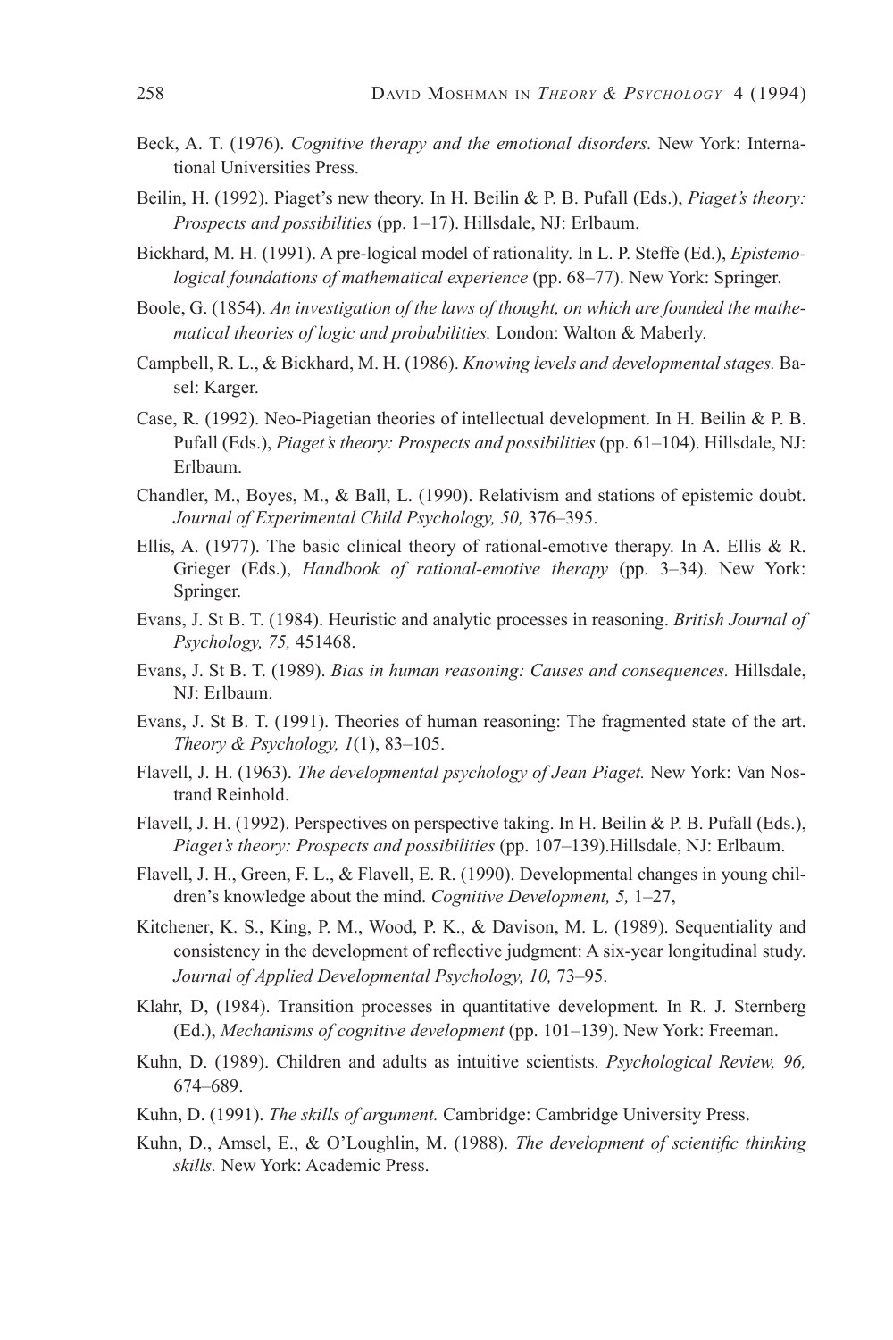Beck, A. T. (1976). *Cognitive therapy and the emotional disorders.* New York: International Universities Press.

Beilin, H. (1992). Piaget's new theory. In H. Beilin & P. B. Pufall (Eds.), *Piaget's theory: Prospects and possibilities* (pp. 1–17). Hillsdale, NJ: Erlbaum.

Bickhard, M. H. (1991). A pre-logical model of rationality. In L. P. Steffe (Ed.), *Epistemological foundations of mathematical experience* (pp. 68–77). New York: Springer.

Boole, G. (1854). *An investigation of the laws of thought, on which are founded the mathematical theories of logic and probabilities.* London: Walton & Maberly.

Campbell, R. L., & Bickhard, M. H. (1986). *Knowing levels and developmental stages.* Basel: Karger.

Case, R. (1992). Neo-Piagetian theories of intellectual development. In H. Beilin & P. B. Pufall (Eds.), *Piaget's theory: Prospects and possibilities* (pp. 61–104). Hillsdale, NJ: Erlbaum.

Chandler, M., Boyes, M., & Ball, L. (1990). Relativism and stations of epistemic doubt. *Journal of Experimental Child Psychology, 50,* 376–395.

Ellis, A. (1977). The basic clinical theory of rational-emotive therapy. In A. Ellis & R. Grieger (Eds.), *Handbook of rational-emotive therapy* (pp. 3–34). New York: Springer.

Evans, J. St B. T. (1984). Heuristic and analytic processes in reasoning. *British Journal of Psychology, 75,* 451468.

Evans, J. St B. T. (1989). *Bias in human reasoning: Causes and consequences.* Hillsdale, NJ: Erlbaum.

Evans, J. St B. T. (1991). Theories of human reasoning: The fragmented state of the art. *Theory & Psychology, 1*(1), 83–105.

Flavell, J. H. (1963). *The developmental psychology of Jean Piaget.* New York: Van Nostrand Reinhold.

Flavell, J. H. (1992). Perspectives on perspective taking. In H. Beilin & P. B. Pufall (Eds.), *Piaget's theory: Prospects and possibilities* (pp. 107–139).Hillsdale, NJ: Erlbaum.

Flavell, J. H., Green, F. L., & Flavell, E. R. (1990). Developmental changes in young children's knowledge about the mind. *Cognitive Development, 5,* 1–27,

Kitchener, K. S., King, P. M., Wood, P. K., & Davison, M. L. (1989). Sequentiality and consistency in the development of reflective judgment: A six-year longitudinal study. *Journal of Applied Developmental Psychology, 10,* 73–95.

Klahr, D, (1984). Transition processes in quantitative development. In R. J. Sternberg (Ed.), *Mechanisms of cognitive development* (pp. 101–139). New York: Freeman.

Kuhn, D. (1989). Children and adults as intuitive scientists. *Psychological Review, 96,* 674–689.

Kuhn, D. (1991). *The skills of argument.* Cambridge: Cambridge University Press.

Kuhn, D., Amsel, E., & O'Loughlin, M. (1988). *The development of scientific thinking skills.* New York: Academic Press.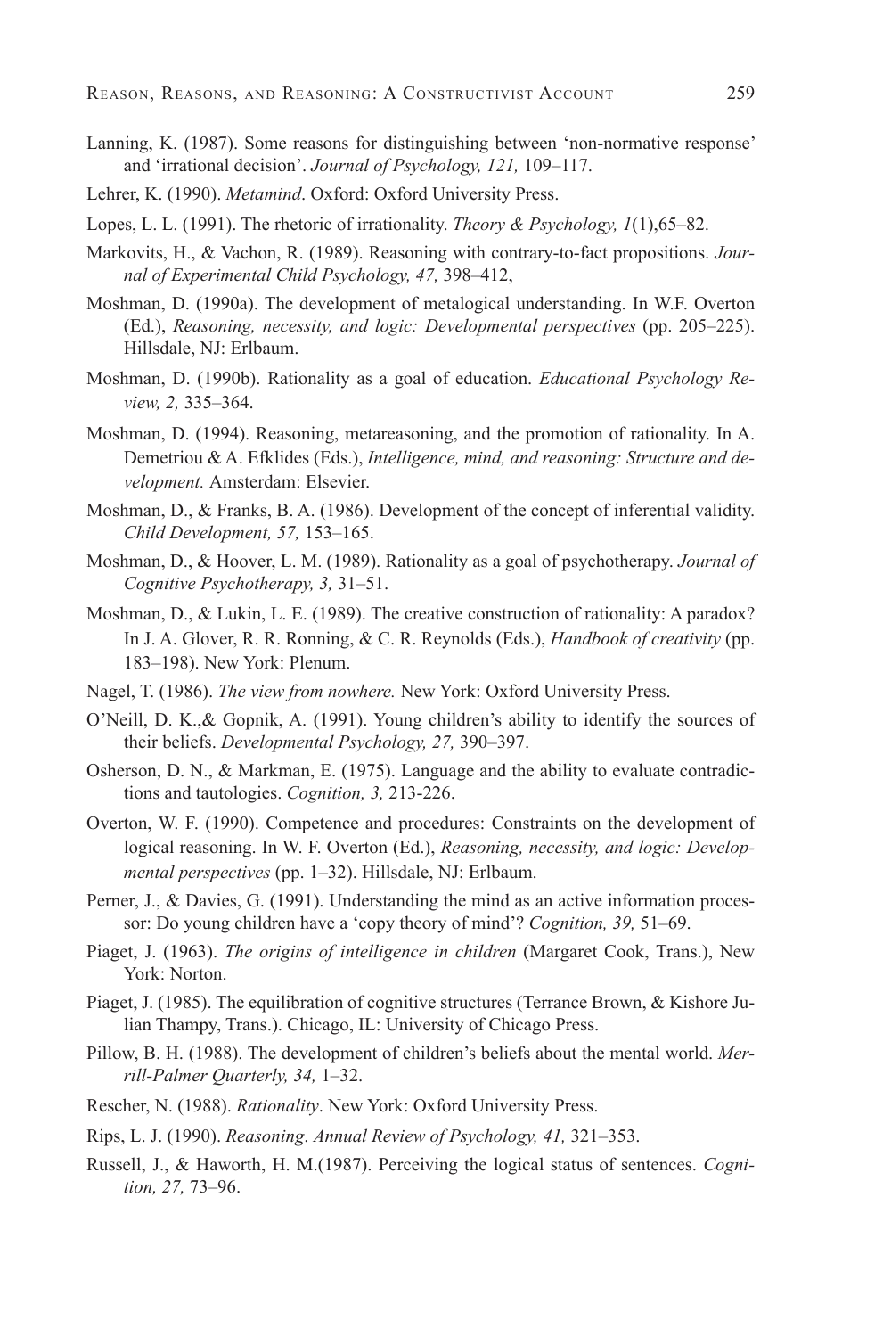Lanning, K. (1987). Some reasons for distinguishing between 'non-normative response' and 'irrational decision'. *Journal of Psychology, 121,* 109–117.

Lehrer, K. (1990). *Metamind*. Oxford: Oxford University Press.

Lopes, L. L. (1991). The rhetoric of irrationality. *Theory & Psychology, 1*(1),65–82.

Markovits, H., & Vachon, R. (1989). Reasoning with contrary-to-fact propositions. *Journal of Experimental Child Psychology, 47,* 398–412,

Moshman, D. (1990a). The development of metalogical understanding. In W.F. Overton (Ed.), *Reasoning, necessity, and logic: Developmental perspectives* (pp. 205–225). Hillsdale, NJ: Erlbaum.

Moshman, D. (1990b). Rationality as a goal of education. *Educational Psychology Review, 2,* 335–364.

Moshman, D. (1994). Reasoning, metareasoning, and the promotion of rationality. In A. Demetriou & A. Efklides (Eds.), *Intelligence, mind, and reasoning: Structure and development.* Amsterdam: Elsevier.

Moshman, D., & Franks, B. A. (1986). Development of the concept of inferential validity. *Child Development, 57,* 153–165.

Moshman, D., & Hoover, L. M. (1989). Rationality as a goal of psychotherapy. *Journal of Cognitive Psychotherapy, 3,* 31–51.

Moshman, D., & Lukin, L. E. (1989). The creative construction of rationality: A paradox? In J. A. Glover, R. R. Ronning, & C. R. Reynolds (Eds.), *Handbook of creativity* (pp. 183–198). New York: Plenum.

Nagel, T. (1986). *The view from nowhere.* New York: Oxford University Press.

O'Neill, D. K.,& Gopnik, A. (1991). Young children's ability to identify the sources of their beliefs. *Developmental Psychology, 27,* 390–397.

Osherson, D. N., & Markman, E. (1975). Language and the ability to evaluate contradictions and tautologies. *Cognition, 3,* 213-226.

Overton, W. F. (1990). Competence and procedures: Constraints on the development of logical reasoning. In W. F. Overton (Ed.), *Reasoning, necessity, and logic: Developmental perspectives* (pp. 1–32). Hillsdale, NJ: Erlbaum.

Perner, J., & Davies, G. (1991). Understanding the mind as an active information processor: Do young children have a 'copy theory of mind'? *Cognition, 39,* 51–69.

Piaget, J. (1963). *The origins of intelligence in children* (Margaret Cook, Trans.), New York: Norton.

Piaget, J. (1985). The equilibration of cognitive structures (Terrance Brown, & Kishore Julian Thampy, Trans.). Chicago, IL: University of Chicago Press.

Pillow, B. H. (1988). The development of children's beliefs about the mental world. *Merrill-Palmer Quarterly, 34,* 1–32.

Rescher, N. (1988). *Rationality*. New York: Oxford University Press.

Rips, L. J. (1990). *Reasoning*. *Annual Review of Psychology, 41,* 321–353.

Russell, J., & Haworth, H. M.(1987). Perceiving the logical status of sentences. *Cognition, 27,* 73–96.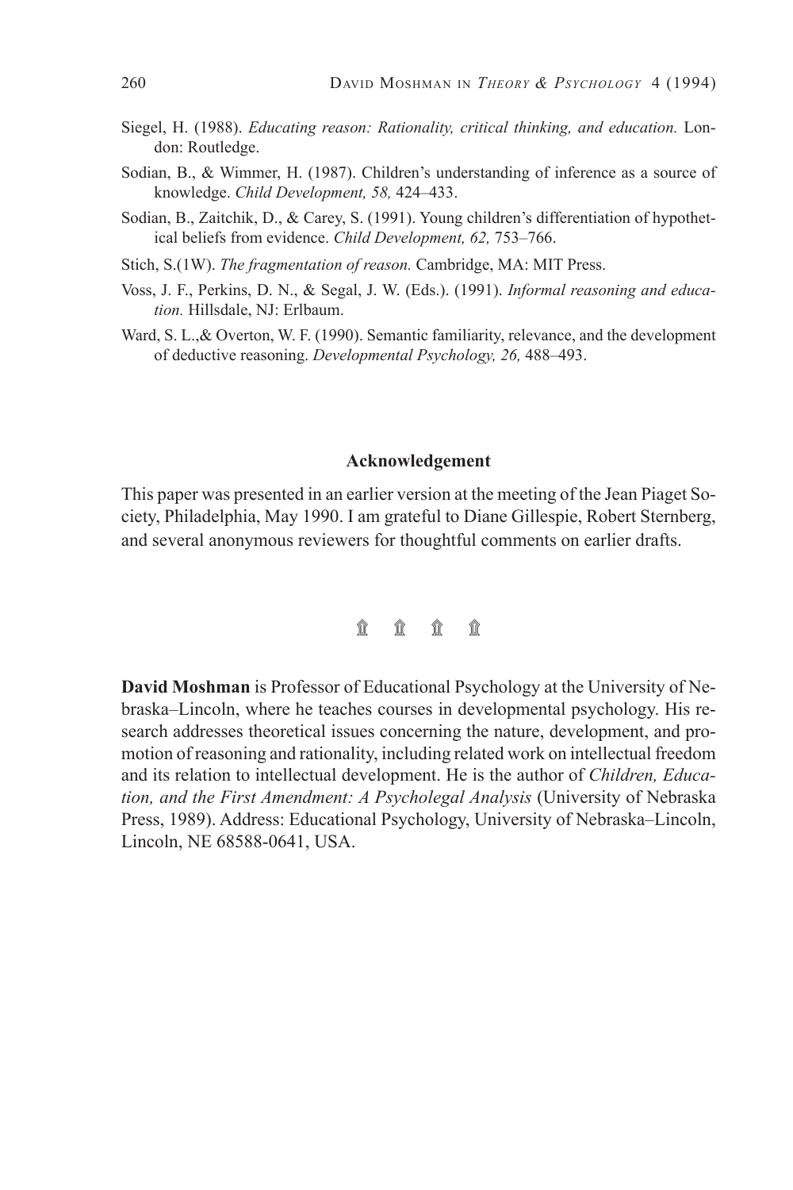Siegel, H. (1988). *Educating reason: Rationality, critical thinking, and education.* London: Routledge.

Sodian, B., & Wimmer, H. (1987). Children's understanding of inference as a source of knowledge. *Child Development, 58,* 424–433.

Sodian, B., Zaitchik, D., & Carey, S. (1991). Young children's differentiation of hypothetical beliefs from evidence. *Child Development, 62,* 753–766.

Stich, S.(1W). *The fragmentation of reason.* Cambridge, MA: MIT Press.

Voss, J. F., Perkins, D. N., & Segal, J. W. (Eds.). (1991). *Informal reasoning and education.* Hillsdale, NJ: Erlbaum.

Ward, S. L.,& Overton, W. F. (1990). Semantic familiarity, relevance, and the development of deductive reasoning. *Developmental Psychology, 26,* 488–493.

**Acknowledgement**

This paper was presented in an earlier version at the meeting of the Jean Piaget Society, Philadelphia, May 1990. I am grateful to Diane Gillespie, Robert Sternberg, and several anonymous reviewers for thoughtful comments on earlier drafts.

**David Moshman** is Professor of Educational Psychology at the University of Nebraska–Lincoln, where he teaches courses in developmental psychology. His research addresses theoretical issues concerning the nature, development, and promotion of reasoning and rationality, including related work on intellectual freedom and its relation to intellectual development. He is the author of *Children, Education, and the First Amendment: A Psycholegal Analysis* (University of Nebraska Press, 1989). Address: Educational Psychology, University of Nebraska–Lincoln, Lincoln, NE 68588-0641, USA.